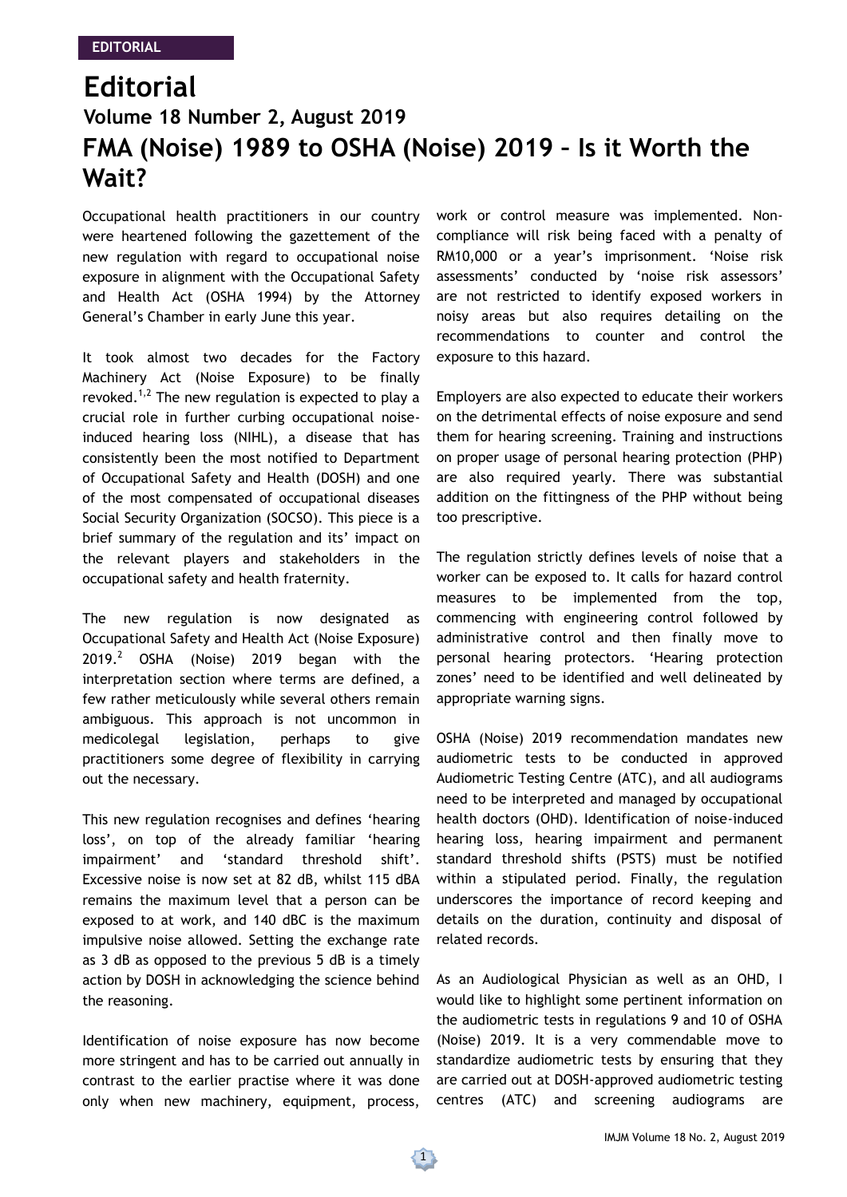EDITORIAL

# Editorial

## Volume 18 Number 2, August 2019

# FMA (Noise) 1989 to OSHA (Noise) 2019 – Is it Worth the Wait?

Occupational health practitioners in our country were heartened following the gazettement of the new regulation with regard to occupational noise exposure in alignment with the Occupational Safety and Health Act (OSHA 1994) by the Attorney General's Chamber in early June this year.

It took almost two decades for the Factory Machinery Act (Noise Exposure) to be finally revoked.[1,2] The new regulation is expected to play a crucial role in further curbing occupational noise-induced hearing loss (NIHL), a disease that has consistently been the most notified to Department of Occupational Safety and Health (DOSH) and one of the most compensated of occupational diseases Social Security Organization (SOCSO). This piece is a brief summary of the regulation and its' impact on the relevant players and stakeholders in the occupational safety and health fraternity.

The new regulation is now designated as Occupational Safety and Health Act (Noise Exposure) 2019.[2] OSHA (Noise) 2019 began with the interpretation section where terms are defined, a few rather meticulously while several others remain ambiguous. This approach is not uncommon in medicolegal legislation, perhaps to give practitioners some degree of flexibility in carrying out the necessary.

This new regulation recognises and defines 'hearing loss', on top of the already familiar 'hearing impairment' and 'standard threshold shift'. Excessive noise is now set at 82 dB, whilst 115 dBA remains the maximum level that a person can be exposed to at work, and 140 dBC is the maximum impulsive noise allowed. Setting the exchange rate as 3 dB as opposed to the previous 5 dB is a timely action by DOSH in acknowledging the science behind the reasoning.

Identification of noise exposure has now become more stringent and has to be carried out annually in contrast to the earlier practise where it was done only when new machinery, equipment, process, work or control measure was implemented. Non-compliance will risk being faced with a penalty of RM10,000 or a year's imprisonment. 'Noise risk assessments' conducted by 'noise risk assessors' are not restricted to identify exposed workers in noisy areas but also requires detailing on the recommendations to counter and control the exposure to this hazard.

Employers are also expected to educate their workers on the detrimental effects of noise exposure and send them for hearing screening. Training and instructions on proper usage of personal hearing protection (PHP) are also required yearly. There was substantial addition on the fittingness of the PHP without being too prescriptive.

The regulation strictly defines levels of noise that a worker can be exposed to. It calls for hazard control measures to be implemented from the top, commencing with engineering control followed by administrative control and then finally move to personal hearing protectors. 'Hearing protection zones' need to be identified and well delineated by appropriate warning signs.

OSHA (Noise) 2019 recommendation mandates new audiometric tests to be conducted in approved Audiometric Testing Centre (ATC), and all audiograms need to be interpreted and managed by occupational health doctors (OHD). Identification of noise-induced hearing loss, hearing impairment and permanent standard threshold shifts (PSTS) must be notified within a stipulated period. Finally, the regulation underscores the importance of record keeping and details on the duration, continuity and disposal of related records.

As an Audiological Physician as well as an OHD, I would like to highlight some pertinent information on the audiometric tests in regulations 9 and 10 of OSHA (Noise) 2019. It is a very commendable move to standardize audiometric tests by ensuring that they are carried out at DOSH-approved audiometric testing centres (ATC) and screening audiograms are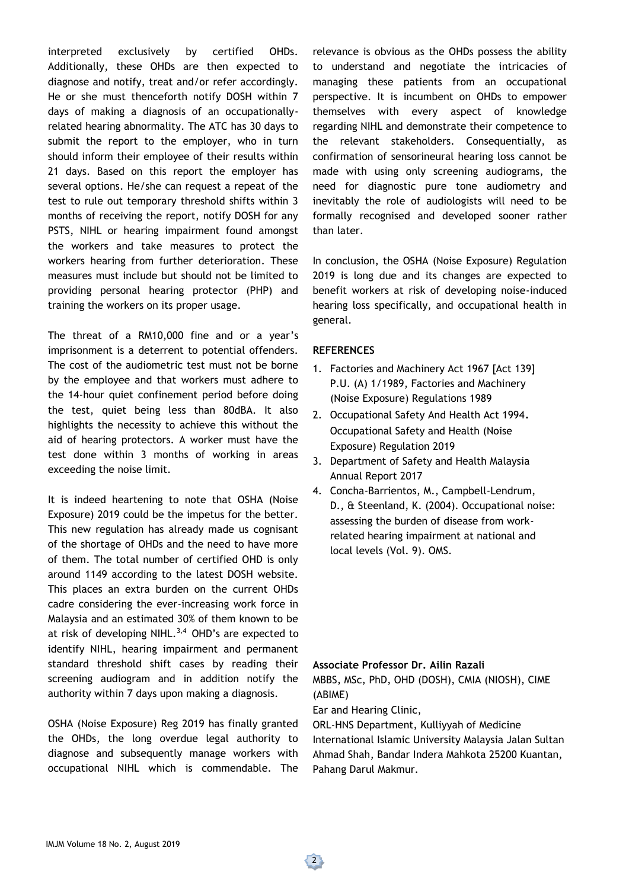interpreted exclusively by certified OHDs. Additionally, these OHDs are then expected to diagnose and notify, treat and/or refer accordingly. He or she must thenceforth notify DOSH within 7 days of making a diagnosis of an occupationally-related hearing abnormality. The ATC has 30 days to submit the report to the employer, who in turn should inform their employee of their results within 21 days. Based on this report the employer has several options. He/she can request a repeat of the test to rule out temporary threshold shifts within 3 months of receiving the report, notify DOSH for any PSTS, NIHL or hearing impairment found amongst the workers and take measures to protect the workers hearing from further deterioration. These measures must include but should not be limited to providing personal hearing protector (PHP) and training the workers on its proper usage.

The threat of a RM10,000 fine and or a year's imprisonment is a deterrent to potential offenders. The cost of the audiometric test must not be borne by the employee and that workers must adhere to the 14-hour quiet confinement period before doing the test, quiet being less than 80dBA. It also highlights the necessity to achieve this without the aid of hearing protectors. A worker must have the test done within 3 months of working in areas exceeding the noise limit.

It is indeed heartening to note that OSHA (Noise Exposure) 2019 could be the impetus for the better. This new regulation has already made us cognisant of the shortage of OHDs and the need to have more of them. The total number of certified OHD is only around 1149 according to the latest DOSH website. This places an extra burden on the current OHDs cadre considering the ever-increasing work force in Malaysia and an estimated 30% of them known to be at risk of developing NIHL.[3,4] OHD's are expected to identify NIHL, hearing impairment and permanent standard threshold shift cases by reading their screening audiogram and in addition notify the authority within 7 days upon making a diagnosis.

OSHA (Noise Exposure) Reg 2019 has finally granted the OHDs, the long overdue legal authority to diagnose and subsequently manage workers with occupational NIHL which is commendable. The relevance is obvious as the OHDs possess the ability to understand and negotiate the intricacies of managing these patients from an occupational perspective. It is incumbent on OHDs to empower themselves with every aspect of knowledge regarding NIHL and demonstrate their competence to the relevant stakeholders. Consequentially, as confirmation of sensorineural hearing loss cannot be made with using only screening audiograms, the need for diagnostic pure tone audiometry and inevitably the role of audiologists will need to be formally recognised and developed sooner rather than later.

In conclusion, the OSHA (Noise Exposure) Regulation 2019 is long due and its changes are expected to benefit workers at risk of developing noise-induced hearing loss specifically, and occupational health in general.

## REFERENCES

1. Factories and Machinery Act 1967 [Act 139] P.U. (A) 1/1989, Factories and Machinery (Noise Exposure) Regulations 1989
2. Occupational Safety And Health Act 1994. Occupational Safety and Health (Noise Exposure) Regulation 2019
3. Department of Safety and Health Malaysia Annual Report 2017
4. Concha-Barrientos, M., Campbell-Lendrum, D., & Steenland, K. (2004). Occupational noise: assessing the burden of disease from work-related hearing impairment at national and local levels (Vol. 9). OMS.

**Associate Professor Dr. Ailin Razali**

MBBS, MSc, PhD, OHD (DOSH), CMIA (NIOSH), CIME (ABIME)

Ear and Hearing Clinic,

ORL-HNS Department, Kulliyyah of Medicine International Islamic University Malaysia Jalan Sultan Ahmad Shah, Bandar Indera Mahkota 25200 Kuantan, Pahang Darul Makmur.